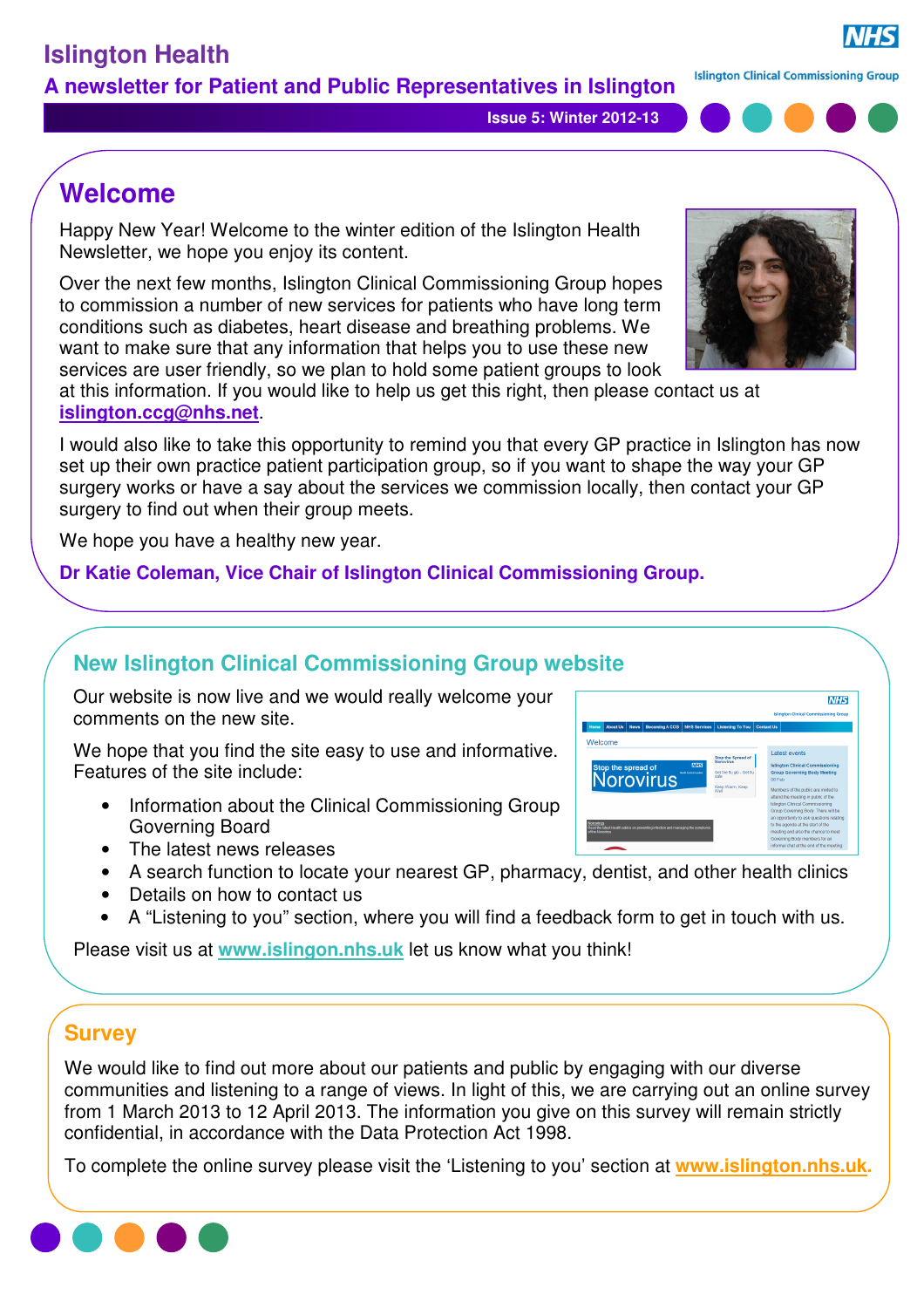# Islington Health

## A newsletter for Patient and Public Representatives in Islington

Islington Clinical Commissioning Group

**Issue 5: Winter 2012-13**

## Welcome

Happy New Year! Welcome to the winter edition of the Islington Health Newsletter, we hope you enjoy its content.

Over the next few months, Islington Clinical Commissioning Group hopes to commission a number of new services for patients who have long term conditions such as diabetes, heart disease and breathing problems. We want to make sure that any information that helps you to use these new services are user friendly, so we plan to hold some patient groups to look at this information. If you would like to help us get this right, then please contact us at **islington.ccg@nhs.net**.

I would also like to take this opportunity to remind you that every GP practice in Islington has now set up their own practice patient participation group, so if you want to shape the way your GP surgery works or have a say about the services we commission locally, then contact your GP surgery to find out when their group meets.

We hope you have a healthy new year.

**Dr Katie Coleman, Vice Chair of Islington Clinical Commissioning Group.**

## New Islington Clinical Commissioning Group website

Our website is now live and we would really welcome your comments on the new site.

We hope that you find the site easy to use and informative. Features of the site include:

- Information about the Clinical Commissioning Group Governing Board
- The latest news releases
- A search function to locate your nearest GP, pharmacy, dentist, and other health clinics
- Details on how to contact us
- A "Listening to you" section, where you will find a feedback form to get in touch with us.

Please visit us at **www.islingon.nhs.uk** let us know what you think!

## Survey

We would like to find out more about our patients and public by engaging with our diverse communities and listening to a range of views. In light of this, we are carrying out an online survey from 1 March 2013 to 12 April 2013. The information you give on this survey will remain strictly confidential, in accordance with the Data Protection Act 1998.

To complete the online survey please visit the 'Listening to you' section at **www.islington.nhs.uk.**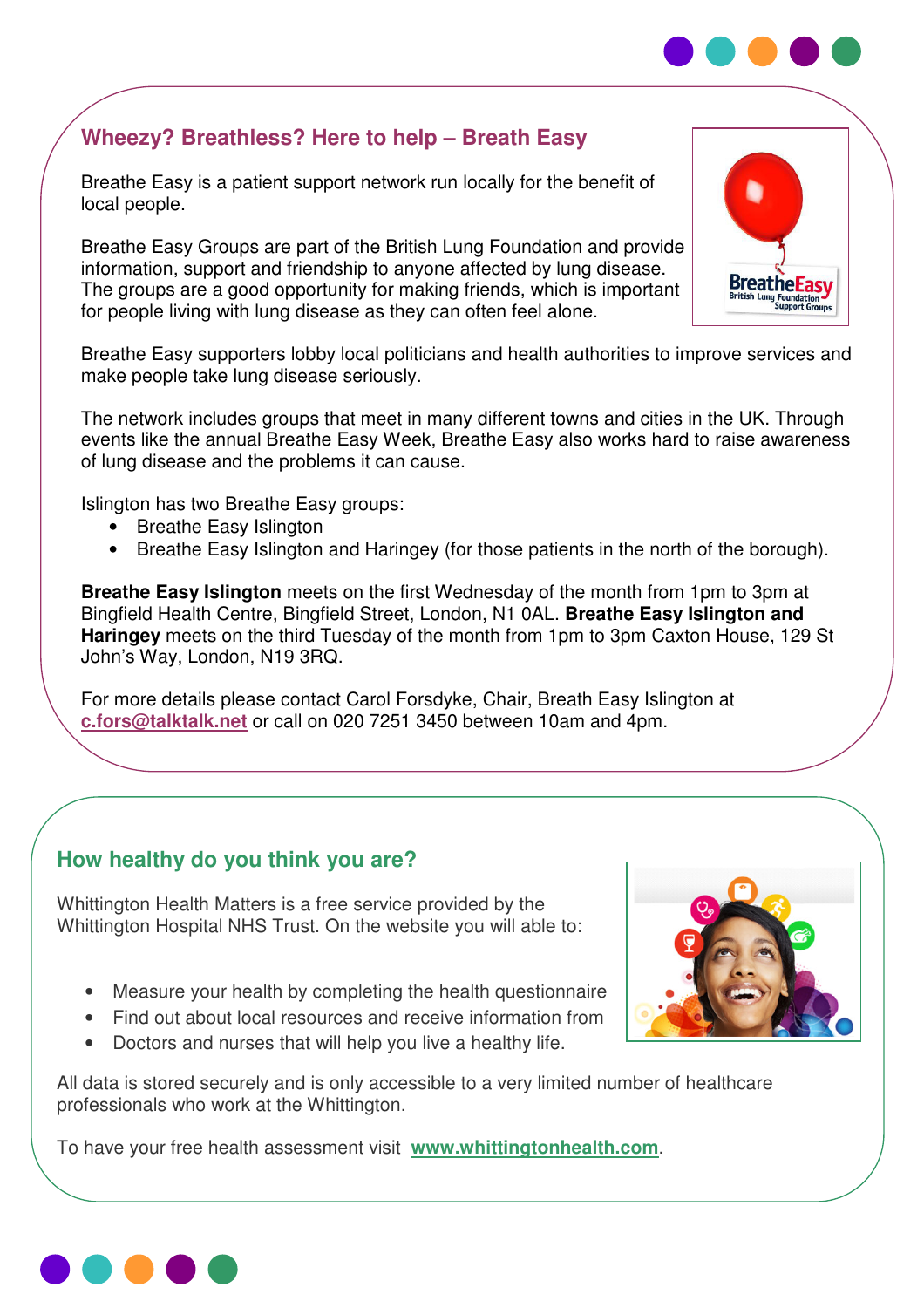## Wheezy? Breathless? Here to help – Breath Easy

Breathe Easy is a patient support network run locally for the benefit of local people.

Breathe Easy Groups are part of the British Lung Foundation and provide information, support and friendship to anyone affected by lung disease. The groups are a good opportunity for making friends, which is important for people living with lung disease as they can often feel alone.

Breathe Easy supporters lobby local politicians and health authorities to improve services and make people take lung disease seriously.

The network includes groups that meet in many different towns and cities in the UK. Through events like the annual Breathe Easy Week, Breathe Easy also works hard to raise awareness of lung disease and the problems it can cause.

Islington has two Breathe Easy groups:

- Breathe Easy Islington
- Breathe Easy Islington and Haringey (for those patients in the north of the borough).

**Breathe Easy Islington** meets on the first Wednesday of the month from 1pm to 3pm at Bingfield Health Centre, Bingfield Street, London, N1 0AL. **Breathe Easy Islington and Haringey** meets on the third Tuesday of the month from 1pm to 3pm Caxton House, 129 St John's Way, London, N19 3RQ.

For more details please contact Carol Forsdyke, Chair, Breath Easy Islington at c.fors@talktalk.net or call on 020 7251 3450 between 10am and 4pm.

## How healthy do you think you are?

Whittington Health Matters is a free service provided by the Whittington Hospital NHS Trust. On the website you will able to:

- Measure your health by completing the health questionnaire
- Find out about local resources and receive information from
- Doctors and nurses that will help you live a healthy life.

All data is stored securely and is only accessible to a very limited number of healthcare professionals who work at the Whittington.

To have your free health assessment visit **www.whittingtonhealth.com**.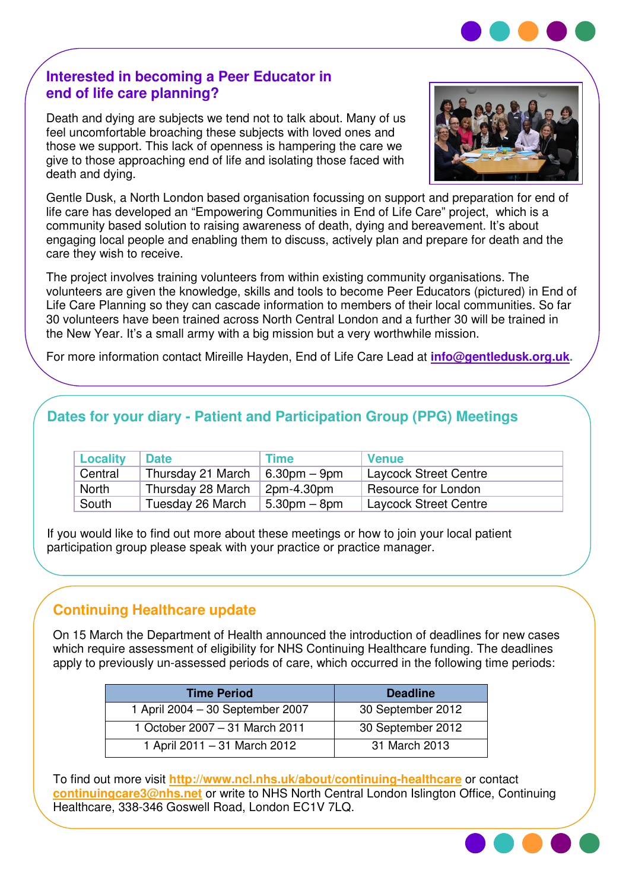## Interested in becoming a Peer Educator in end of life care planning?

Death and dying are subjects we tend not to talk about. Many of us feel uncomfortable broaching these subjects with loved ones and those we support. This lack of openness is hampering the care we give to those approaching end of life and isolating those faced with death and dying.

Gentle Dusk, a North London based organisation focussing on support and preparation for end of life care has developed an "Empowering Communities in End of Life Care" project, which is a community based solution to raising awareness of death, dying and bereavement. It's about engaging local people and enabling them to discuss, actively plan and prepare for death and the care they wish to receive.

The project involves training volunteers from within existing community organisations. The volunteers are given the knowledge, skills and tools to become Peer Educators (pictured) in End of Life Care Planning so they can cascade information to members of their local communities. So far 30 volunteers have been trained across North Central London and a further 30 will be trained in the New Year. It's a small army with a big mission but a very worthwhile mission.

For more information contact Mireille Hayden, End of Life Care Lead at **info@gentledusk.org.uk**.

## Dates for your diary - Patient and Participation Group (PPG) Meetings

| Locality | Date | Time | Venue |
|---|---|---|---|
| Central | Thursday 21 March | 6.30pm – 9pm | Laycock Street Centre |
| North | Thursday 28 March | 2pm-4.30pm | Resource for London |
| South | Tuesday 26 March | 5.30pm – 8pm | Laycock Street Centre |

If you would like to find out more about these meetings or how to join your local patient participation group please speak with your practice or practice manager.

## Continuing Healthcare update

On 15 March the Department of Health announced the introduction of deadlines for new cases which require assessment of eligibility for NHS Continuing Healthcare funding. The deadlines apply to previously un-assessed periods of care, which occurred in the following time periods:

| Time Period | Deadline |
|---|---|
| 1 April 2004 – 30 September 2007 | 30 September 2012 |
| 1 October 2007 – 31 March 2011 | 30 September 2012 |
| 1 April 2011 – 31 March 2012 | 31 March 2013 |

To find out more visit **http://www.ncl.nhs.uk/about/continuing-healthcare** or contact **continuingcare3@nhs.net** or write to NHS North Central London Islington Office, Continuing Healthcare, 338-346 Goswell Road, London EC1V 7LQ.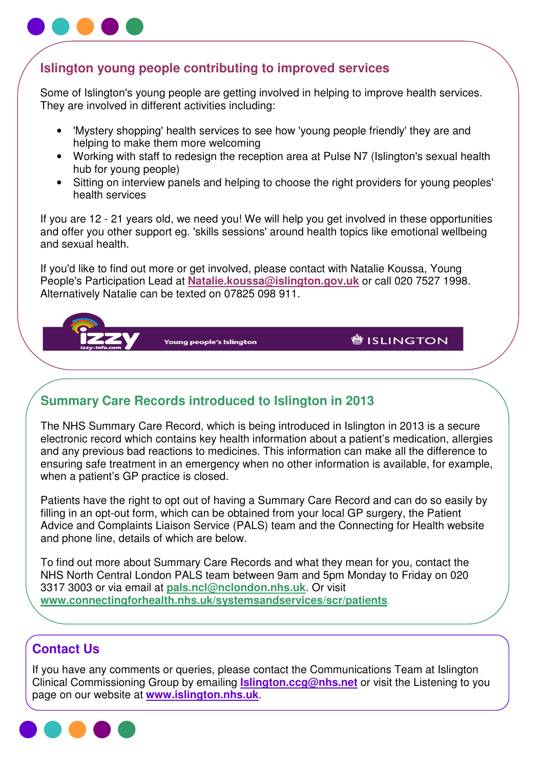## Islington young people contributing to improved services

Some of Islington's young people are getting involved in helping to improve health services. They are involved in different activities including:

- 'Mystery shopping' health services to see how 'young people friendly' they are and helping to make them more welcoming
- Working with staff to redesign the reception area at Pulse N7 (Islington's sexual health hub for young people)
- Sitting on interview panels and helping to choose the right providers for young peoples' health services

If you are 12 - 21 years old, we need you! We will help you get involved in these opportunities and offer you other support eg. 'skills sessions' around health topics like emotional wellbeing and sexual health.

If you'd like to find out more or get involved, please contact with Natalie Koussa, Young People's Participation Lead at **Natalie.koussa@islington.gov.uk** or call 020 7527 1998. Alternatively Natalie can be texted on 07825 098 911.

izzy izzy-info.com Young people's Islington ISLINGTON

## Summary Care Records introduced to Islington in 2013

The NHS Summary Care Record, which is being introduced in Islington in 2013 is a secure electronic record which contains key health information about a patient's medication, allergies and any previous bad reactions to medicines. This information can make all the difference to ensuring safe treatment in an emergency when no other information is available, for example, when a patient's GP practice is closed.

Patients have the right to opt out of having a Summary Care Record and can do so easily by filling in an opt-out form, which can be obtained from your local GP surgery, the Patient Advice and Complaints Liaison Service (PALS) team and the Connecting for Health website and phone line, details of which are below.

To find out more about Summary Care Records and what they mean for you, contact the NHS North Central London PALS team between 9am and 5pm Monday to Friday on 020 3317 3003 or via email at **pals.ncl@nclondon.nhs.uk**. Or visit **www.connectingforhealth.nhs.uk/systemsandservices/scr/patients**.

## Contact Us

If you have any comments or queries, please contact the Communications Team at Islington Clinical Commissioning Group by emailing **Islington.ccg@nhs.net** or visit the Listening to you page on our website at **www.islington.nhs.uk**.